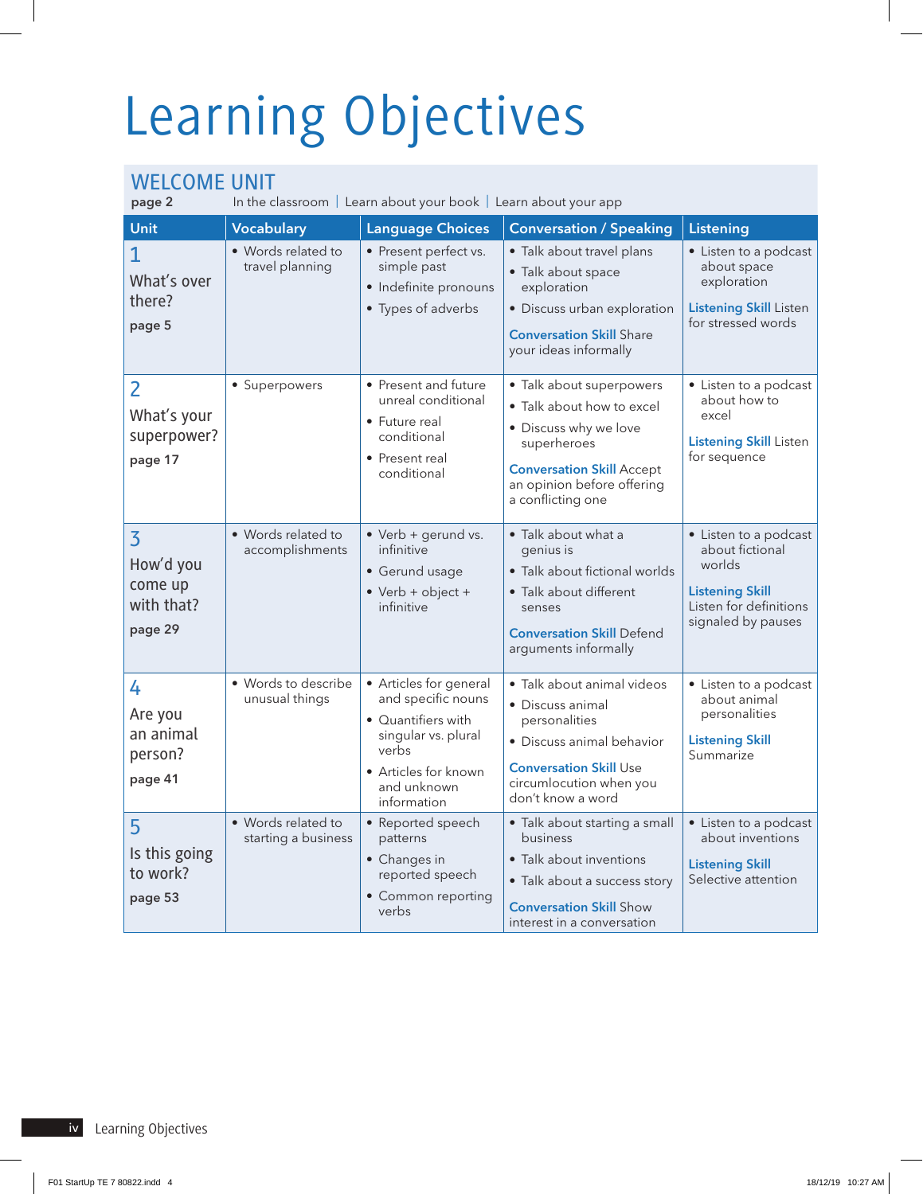# Learning Objectives

## WELCOME UNIT

**page 2** In the classroom | Learn about your book | Learn about your app

| Unit | Vocabulary | Language Choices | Conversation / Speaking | Listening |
| --- | --- | --- | --- | --- |
| 1 What's over there? **page 5** | • Words related to travel planning | • Present perfect vs. simple past<br>• Indefinite pronouns<br>• Types of adverbs | • Talk about travel plans<br>• Talk about space exploration<br>• Discuss urban exploration<br>**Conversation Skill** Share your ideas informally | • Listen to a podcast about space exploration<br>**Listening Skill** Listen for stressed words |
| 2 What's your superpower? **page 17** | • Superpowers | • Present and future unreal conditional<br>• Future real conditional<br>• Present real conditional | • Talk about superpowers<br>• Talk about how to excel<br>• Discuss why we love superheroes<br>**Conversation Skill** Accept an opinion before offering a conflicting one | • Listen to a podcast about how to excel<br>**Listening Skill** Listen for sequence |
| 3 How'd you come up with that? **page 29** | • Words related to accomplishments | • Verb + gerund vs. infinitive<br>• Gerund usage<br>• Verb + object + infinitive | • Talk about what a genius is<br>• Talk about fictional worlds<br>• Talk about different senses<br>**Conversation Skill** Defend arguments informally | • Listen to a podcast about fictional worlds<br>**Listening Skill** Listen for definitions signaled by pauses |
| 4 Are you an animal person? **page 41** | • Words to describe unusual things | • Articles for general and specific nouns<br>• Quantifiers with singular vs. plural verbs<br>• Articles for known and unknown information | • Talk about animal videos<br>• Discuss animal personalities<br>• Discuss animal behavior<br>**Conversation Skill** Use circumlocution when you don't know a word | • Listen to a podcast about animal personalities<br>**Listening Skill** Summarize |
| 5 Is this going to work? **page 53** | • Words related to starting a business | • Reported speech patterns<br>• Changes in reported speech<br>• Common reporting verbs | • Talk about starting a small business<br>• Talk about inventions<br>• Talk about a success story<br>**Conversation Skill** Show interest in a conversation | • Listen to a podcast about inventions<br>**Listening Skill** Selective attention |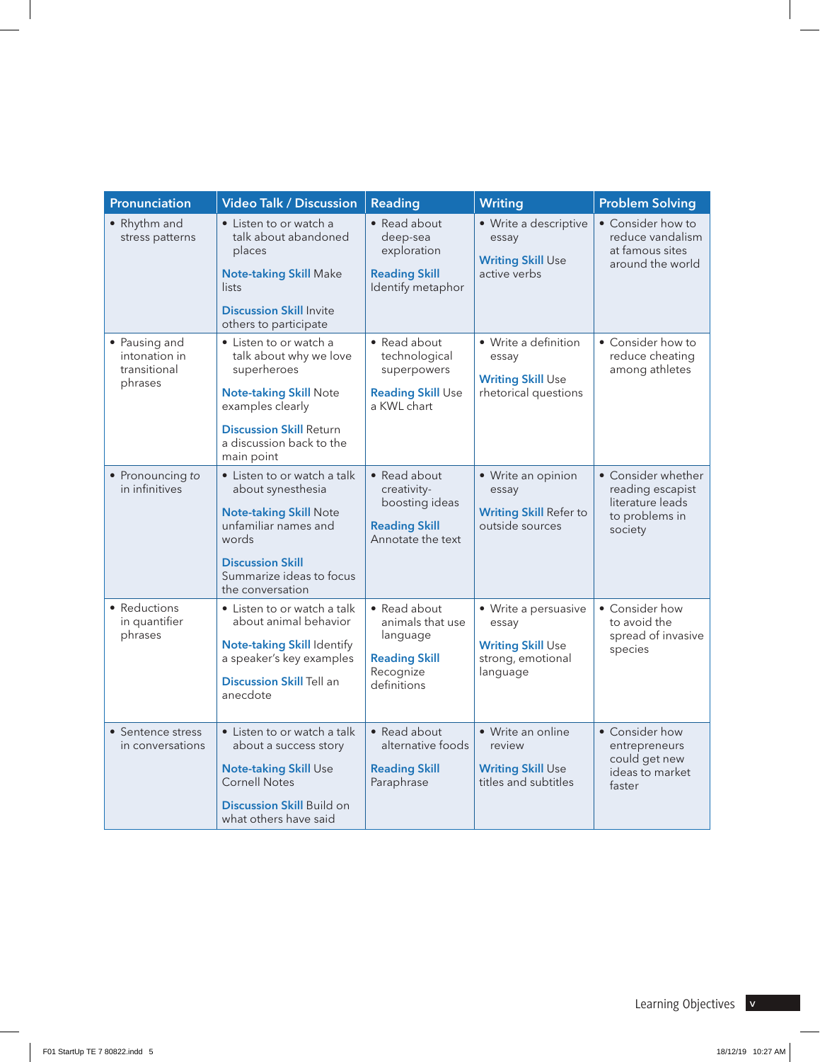| Pronunciation | Video Talk / Discussion | Reading | Writing | Problem Solving |
|---|---|---|---|---|
| • Rhythm and stress patterns | • Listen to or watch a talk about abandoned places<br>**Note-taking Skill** Make lists<br>**Discussion Skill** Invite others to participate | • Read about deep-sea exploration<br>**Reading Skill** Identify metaphor | • Write a descriptive essay<br>**Writing Skill** Use active verbs | • Consider how to reduce vandalism at famous sites around the world |
| • Pausing and intonation in transitional phrases | • Listen to or watch a talk about why we love superheroes<br>**Note-taking Skill** Note examples clearly<br>**Discussion Skill** Return a discussion back to the main point | • Read about technological superpowers<br>**Reading Skill** Use a KWL chart | • Write a definition essay<br>**Writing Skill** Use rhetorical questions | • Consider how to reduce cheating among athletes |
| • Pronouncing *to* in infinitives | • Listen to or watch a talk about synesthesia<br>**Note-taking Skill** Note unfamiliar names and words<br>**Discussion Skill** Summarize ideas to focus the conversation | • Read about creativity-boosting ideas<br>**Reading Skill** Annotate the text | • Write an opinion essay<br>**Writing Skill** Refer to outside sources | • Consider whether reading escapist literature leads to problems in society |
| • Reductions in quantifier phrases | • Listen to or watch a talk about animal behavior<br>**Note-taking Skill** Identify a speaker's key examples<br>**Discussion Skill** Tell an anecdote | • Read about animals that use language<br>**Reading Skill** Recognize definitions | • Write a persuasive essay<br>**Writing Skill** Use strong, emotional language | • Consider how to avoid the spread of invasive species |
| • Sentence stress in conversations | • Listen to or watch a talk about a success story<br>**Note-taking Skill** Use Cornell Notes<br>**Discussion Skill** Build on what others have said | • Read about alternative foods<br>**Reading Skill** Paraphrase | • Write an online review<br>**Writing Skill** Use titles and subtitles | • Consider how entrepreneurs could get new ideas to market faster |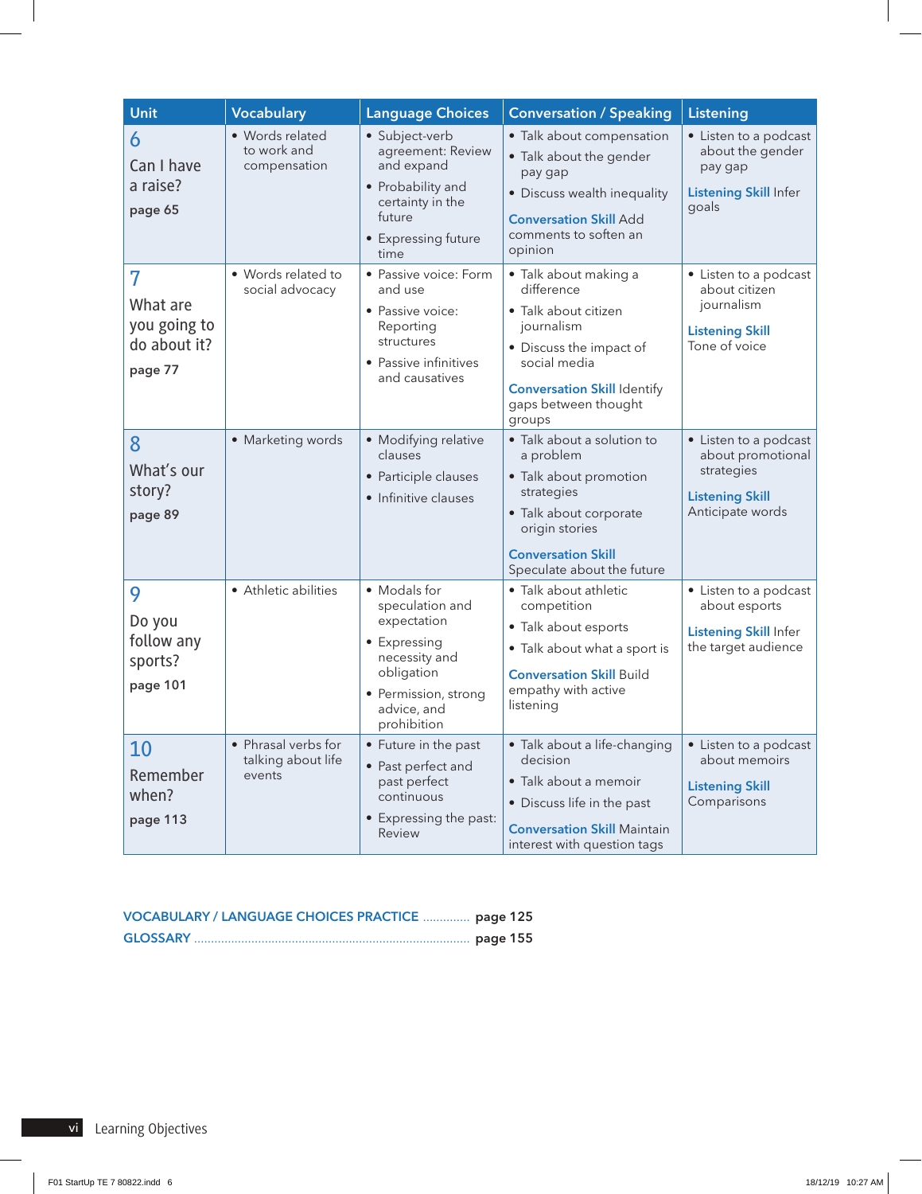| Unit | Vocabulary | Language Choices | Conversation / Speaking | Listening |
|---|---|---|---|---|
| **6** Can I have a raise? **page 65** | • Words related to work and compensation | • Subject-verb agreement: Review and expand<br>• Probability and certainty in the future<br>• Expressing future time | • Talk about compensation<br>• Talk about the gender pay gap<br>• Discuss wealth inequality<br>**Conversation Skill** Add comments to soften an opinion | • Listen to a podcast about the gender pay gap<br>**Listening Skill** Infer goals |
| **7** What are you going to do about it? **page 77** | • Words related to social advocacy | • Passive voice: Form and use<br>• Passive voice: Reporting structures<br>• Passive infinitives and causatives | • Talk about making a difference<br>• Talk about citizen journalism<br>• Discuss the impact of social media<br>**Conversation Skill** Identify gaps between thought groups | • Listen to a podcast about citizen journalism<br>**Listening Skill** Tone of voice |
| **8** What's our story? **page 89** | • Marketing words | • Modifying relative clauses<br>• Participle clauses<br>• Infinitive clauses | • Talk about a solution to a problem<br>• Talk about promotion strategies<br>• Talk about corporate origin stories<br>**Conversation Skill** Speculate about the future | • Listen to a podcast about promotional strategies<br>**Listening Skill** Anticipate words |
| **9** Do you follow any sports? **page 101** | • Athletic abilities | • Modals for speculation and expectation<br>• Expressing necessity and obligation<br>• Permission, strong advice, and prohibition | • Talk about athletic competition<br>• Talk about esports<br>• Talk about what a sport is<br>**Conversation Skill** Build empathy with active listening | • Listen to a podcast about esports<br>**Listening Skill** Infer the target audience |
| **10** Remember when? **page 113** | • Phrasal verbs for talking about life events | • Future in the past<br>• Past perfect and past perfect continuous<br>• Expressing the past: Review | • Talk about a life-changing decision<br>• Talk about a memoir<br>• Discuss life in the past<br>**Conversation Skill** Maintain interest with question tags | • Listen to a podcast about memoirs<br>**Listening Skill** Comparisons |

**VOCABULARY / LANGUAGE CHOICES PRACTICE** ............. **page 125**

**GLOSSARY** ............................................................. **page 155**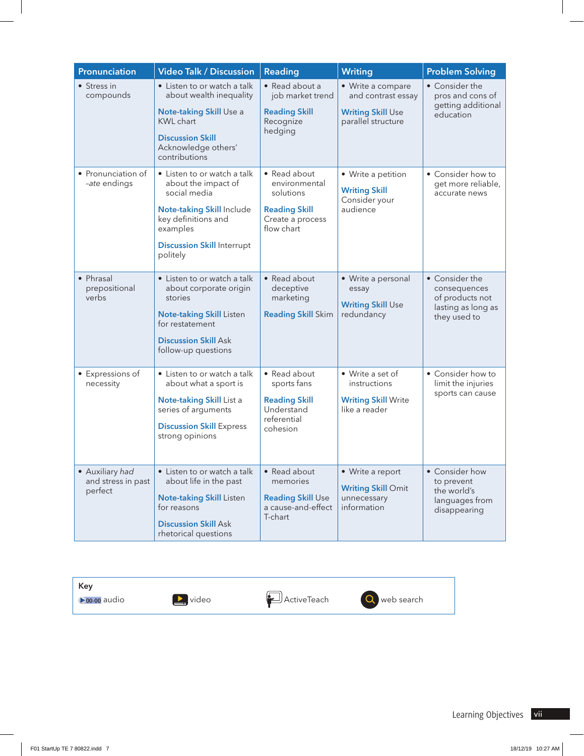| Pronunciation | Video Talk / Discussion | Reading | Writing | Problem Solving |
|---|---|---|---|---|
| • Stress in compounds | • Listen to or watch a talk about wealth inequality<br>**Note-taking Skill** Use a KWL chart<br>**Discussion Skill** Acknowledge others' contributions | • Read about a job market trend<br>**Reading Skill** Recognize hedging | • Write a compare and contrast essay<br>**Writing Skill** Use parallel structure | • Consider the pros and cons of getting additional education |
| • Pronunciation of *-ate* endings | • Listen to or watch a talk about the impact of social media<br>**Note-taking Skill** Include key definitions and examples<br>**Discussion Skill** Interrupt politely | • Read about environmental solutions<br>**Reading Skill** Create a process flow chart | • Write a petition<br>**Writing Skill** Consider your audience | • Consider how to get more reliable, accurate news |
| • Phrasal prepositional verbs | • Listen to or watch a talk about corporate origin stories<br>**Note-taking Skill** Listen for restatement<br>**Discussion Skill** Ask follow-up questions | • Read about deceptive marketing<br>**Reading Skill** Skim | • Write a personal essay<br>**Writing Skill** Use redundancy | • Consider the consequences of products not lasting as long as they used to |
| • Expressions of necessity | • Listen to or watch a talk about what a sport is<br>**Note-taking Skill** List a series of arguments<br>**Discussion Skill** Express strong opinions | • Read about sports fans<br>**Reading Skill** Understand referential cohesion | • Write a set of instructions<br>**Writing Skill** Write like a reader | • Consider how to limit the injuries sports can cause |
| • Auxiliary *had* and stress in past perfect | • Listen to or watch a talk about life in the past<br>**Note-taking Skill** Listen for reasons<br>**Discussion Skill** Ask rhetorical questions | • Read about memories<br>**Reading Skill** Use a cause-and-effect T-chart | • Write a report<br>**Writing Skill** Omit unnecessary information | • Consider how to prevent the world's languages from disappearing |

**Key**

00-00 audio | video | ActiveTeach | web search